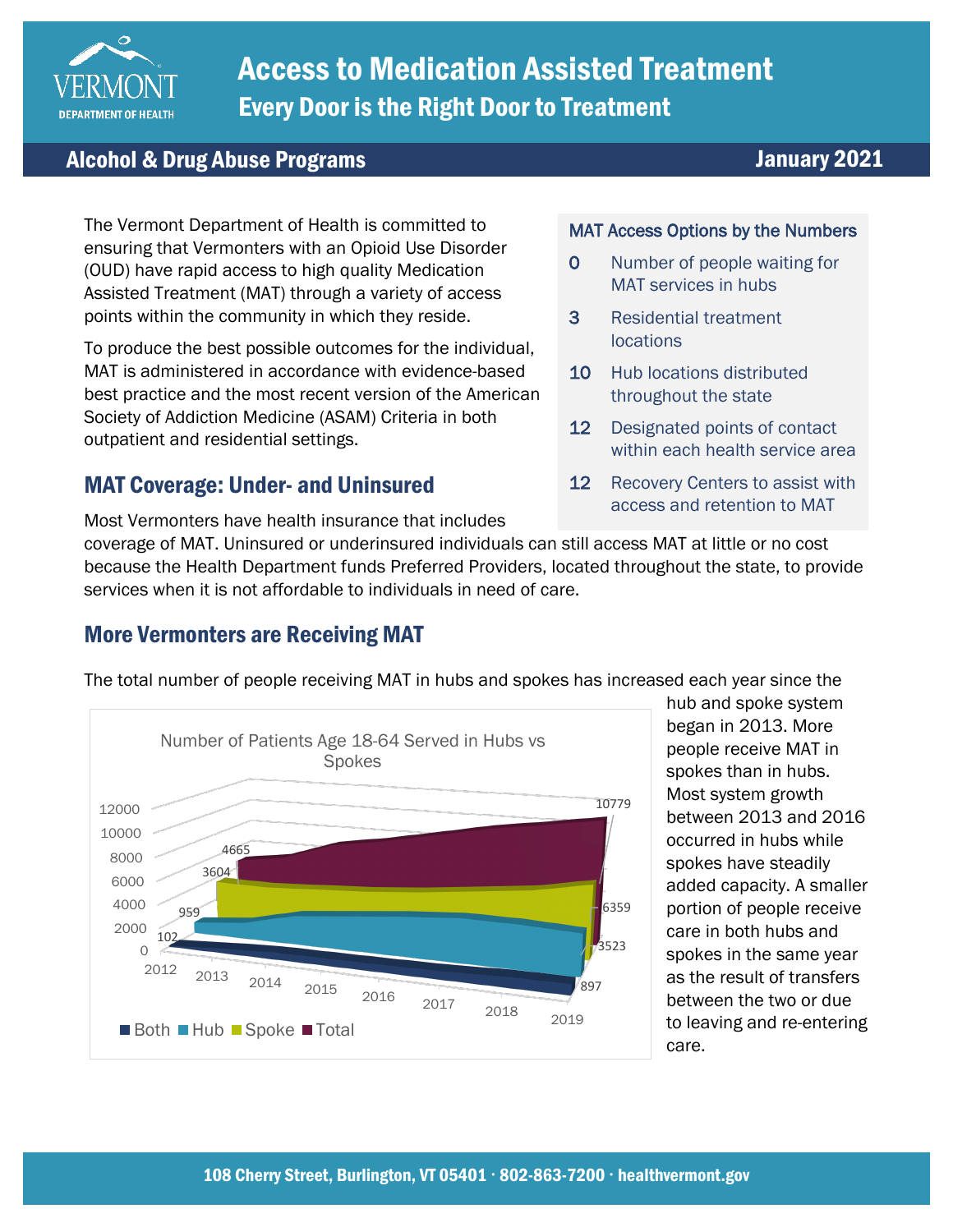# Access to Medication Assisted Treatment

## Every Door is the Right Door to Treatment

**Alcohol & Drug Abuse Programs** — **January 2021**

The Vermont Department of Health is committed to ensuring that Vermonters with an Opioid Use Disorder (OUD) have rapid access to high quality Medication Assisted Treatment (MAT) through a variety of access points within the community in which they reside.

To produce the best possible outcomes for the individual, MAT is administered in accordance with evidence-based best practice and the most recent version of the American Society of Addiction Medicine (ASAM) Criteria in both outpatient and residential settings.

### MAT Access Options by the Numbers

| | |
|---|---|
| 0 | Number of people waiting for MAT services in hubs |
| 3 | Residential treatment locations |
| 10 | Hub locations distributed throughout the state |
| 12 | Designated points of contact within each health service area |
| 12 | Recovery Centers to assist with access and retention to MAT |

## MAT Coverage: Under- and Uninsured

Most Vermonters have health insurance that includes coverage of MAT. Uninsured or underinsured individuals can still access MAT at little or no cost because the Health Department funds Preferred Providers, located throughout the state, to provide services when it is not affordable to individuals in need of care.

## More Vermonters are Receiving MAT

The total number of people receiving MAT in hubs and spokes has increased each year since the hub and spoke system began in 2013. More people receive MAT in spokes than in hubs. Most system growth between 2013 and 2016 occurred in hubs while spokes have steadily added capacity. A smaller portion of people receive care in both hubs and spokes in the same year as the result of transfers between the two or due to leaving and re-entering care.

**Number of Patients Age 18-64 Served in Hubs vs Spokes**

| Year | Both | Hub | Spoke | Total |
|---|---|---|---|---|
| 2012 | 102 | 959 | 3604 | 4665 |
| 2019 | 897 | 3523 | 6359 | 10779 |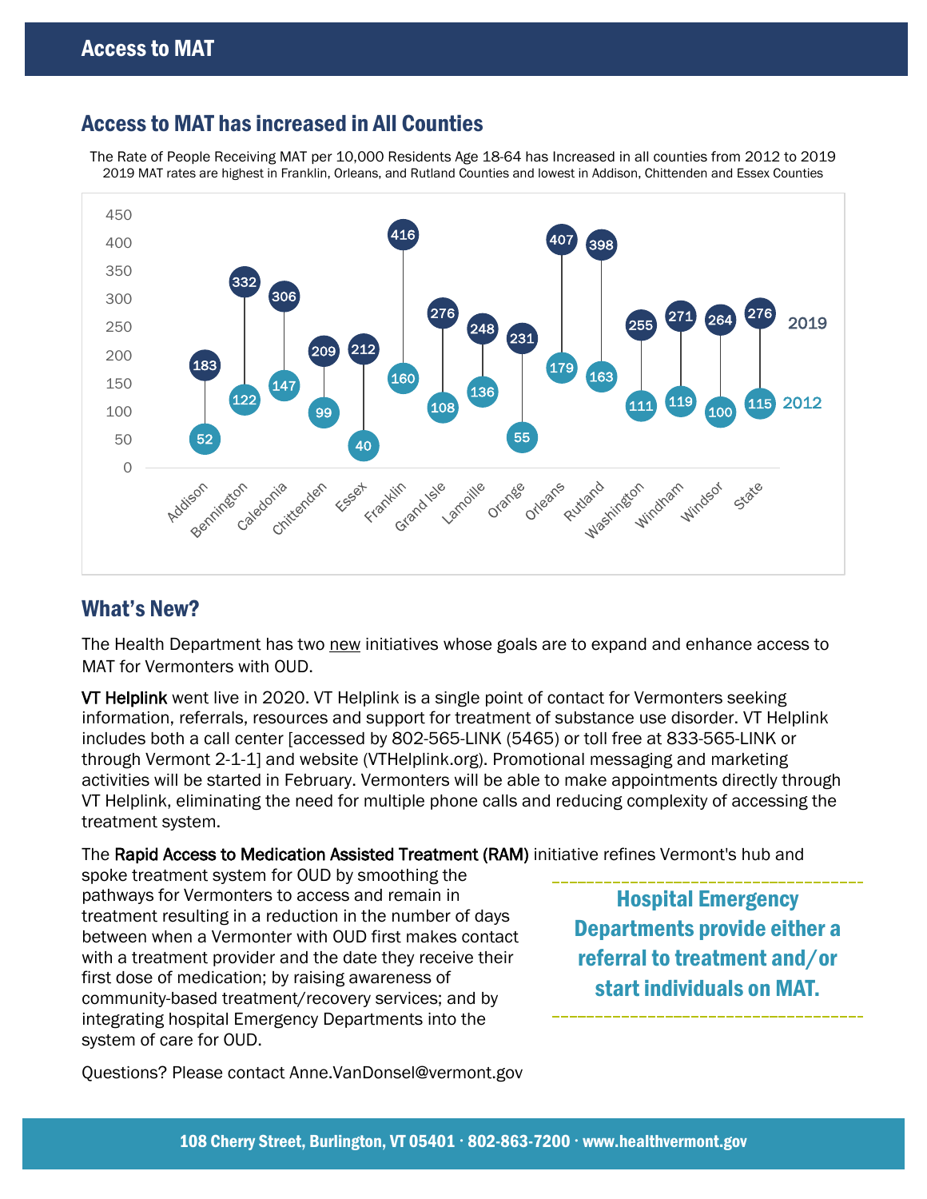## Access to MAT

### Access to MAT has increased in All Counties

The Rate of People Receiving MAT per 10,000 Residents Age 18-64 has Increased in all counties from 2012 to 2019
2019 MAT rates are highest in Franklin, Orleans, and Rutland Counties and lowest in Addison, Chittenden and Essex Counties

450
400
350
300
250
200
150
100
50
0

Addison 183 52
Bennington 332 122
Caledonia 306 147
Chittenden 209 99
Essex 212 40
Franklin 416 160
Grand Isle 276 108
Lamoille 248 136
Orange 231 55
Orleans 407 179
Rutland 398 163
Washington 255 111
Windham 271 119
Windsor 264 100
State 276 115

2019
2012

### What's New?

The Health Department has two new initiatives whose goals are to expand and enhance access to MAT for Vermonters with OUD.

VT Helplink went live in 2020. VT Helplink is a single point of contact for Vermonters seeking information, referrals, resources and support for treatment of substance use disorder. VT Helplink includes both a call center [accessed by 802-565-LINK (5465) or toll free at 833-565-LINK or through Vermont 2-1-1] and website (VTHelplink.org). Promotional messaging and marketing activities will be started in February. Vermonters will be able to make appointments directly through VT Helplink, eliminating the need for multiple phone calls and reducing complexity of accessing the treatment system.

The Rapid Access to Medication Assisted Treatment (RAM) initiative refines Vermont's hub and spoke treatment system for OUD by smoothing the pathways for Vermonters to access and remain in treatment resulting in a reduction in the number of days between when a Vermonter with OUD first makes contact with a treatment provider and the date they receive their first dose of medication; by raising awareness of community-based treatment/recovery services; and by integrating hospital Emergency Departments into the system of care for OUD.

**Hospital Emergency Departments provide either a referral to treatment and/or start individuals on MAT.**

Questions? Please contact Anne.VanDonsel@vermont.gov

108 Cherry Street, Burlington, VT 05401 · 802-863-7200 · www.healthvermont.gov